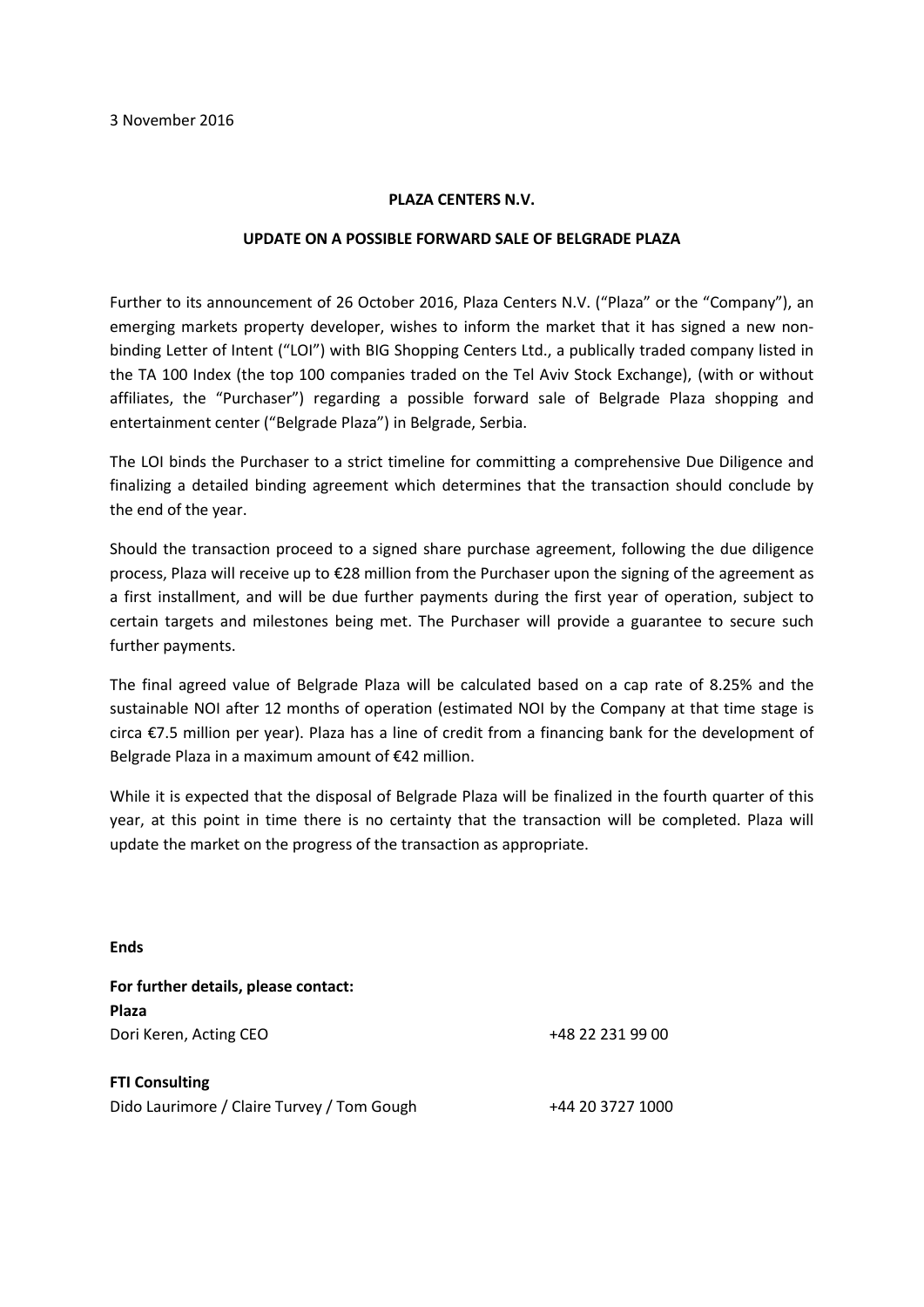3 November 2016

**PLAZA CENTERS N.V.**

**UPDATE ON A POSSIBLE FORWARD SALE OF BELGRADE PLAZA**

Further to its announcement of 26 October 2016, Plaza Centers N.V. ("Plaza" or the "Company"), an emerging markets property developer, wishes to inform the market that it has signed a new non-binding Letter of Intent ("LOI") with BIG Shopping Centers Ltd., a publically traded company listed in the TA 100 Index (the top 100 companies traded on the Tel Aviv Stock Exchange), (with or without affiliates, the "Purchaser") regarding a possible forward sale of Belgrade Plaza shopping and entertainment center ("Belgrade Plaza") in Belgrade, Serbia.

The LOI binds the Purchaser to a strict timeline for committing a comprehensive Due Diligence and finalizing a detailed binding agreement which determines that the transaction should conclude by the end of the year.

Should the transaction proceed to a signed share purchase agreement, following the due diligence process, Plaza will receive up to €28 million from the Purchaser upon the signing of the agreement as a first installment, and will be due further payments during the first year of operation, subject to certain targets and milestones being met. The Purchaser will provide a guarantee to secure such further payments.

The final agreed value of Belgrade Plaza will be calculated based on a cap rate of 8.25% and the sustainable NOI after 12 months of operation (estimated NOI by the Company at that time stage is circa €7.5 million per year). Plaza has a line of credit from a financing bank for the development of Belgrade Plaza in a maximum amount of €42 million.

While it is expected that the disposal of Belgrade Plaza will be finalized in the fourth quarter of this year, at this point in time there is no certainty that the transaction will be completed. Plaza will update the market on the progress of the transaction as appropriate.

**Ends**

**For further details, please contact:**

**Plaza**

Dori Keren, Acting CEO +48 22 231 99 00

**FTI Consulting**

Dido Laurimore / Claire Turvey / Tom Gough +44 20 3727 1000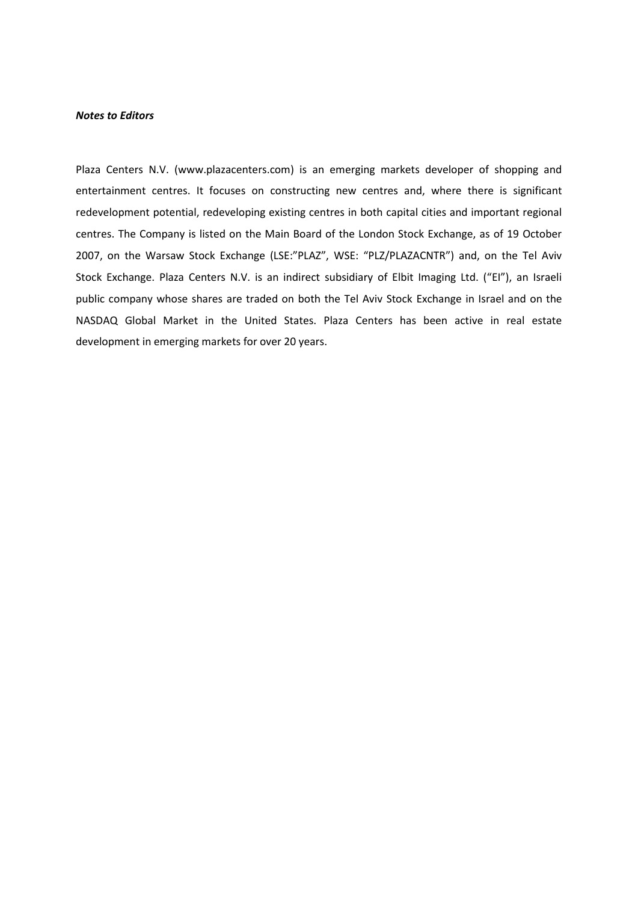***Notes to Editors***

Plaza Centers N.V. (www.plazacenters.com) is an emerging markets developer of shopping and entertainment centres. It focuses on constructing new centres and, where there is significant redevelopment potential, redeveloping existing centres in both capital cities and important regional centres. The Company is listed on the Main Board of the London Stock Exchange, as of 19 October 2007, on the Warsaw Stock Exchange (LSE:"PLAZ", WSE: "PLZ/PLAZACNTR") and, on the Tel Aviv Stock Exchange. Plaza Centers N.V. is an indirect subsidiary of Elbit Imaging Ltd. ("EI"), an Israeli public company whose shares are traded on both the Tel Aviv Stock Exchange in Israel and on the NASDAQ Global Market in the United States. Plaza Centers has been active in real estate development in emerging markets for over 20 years.